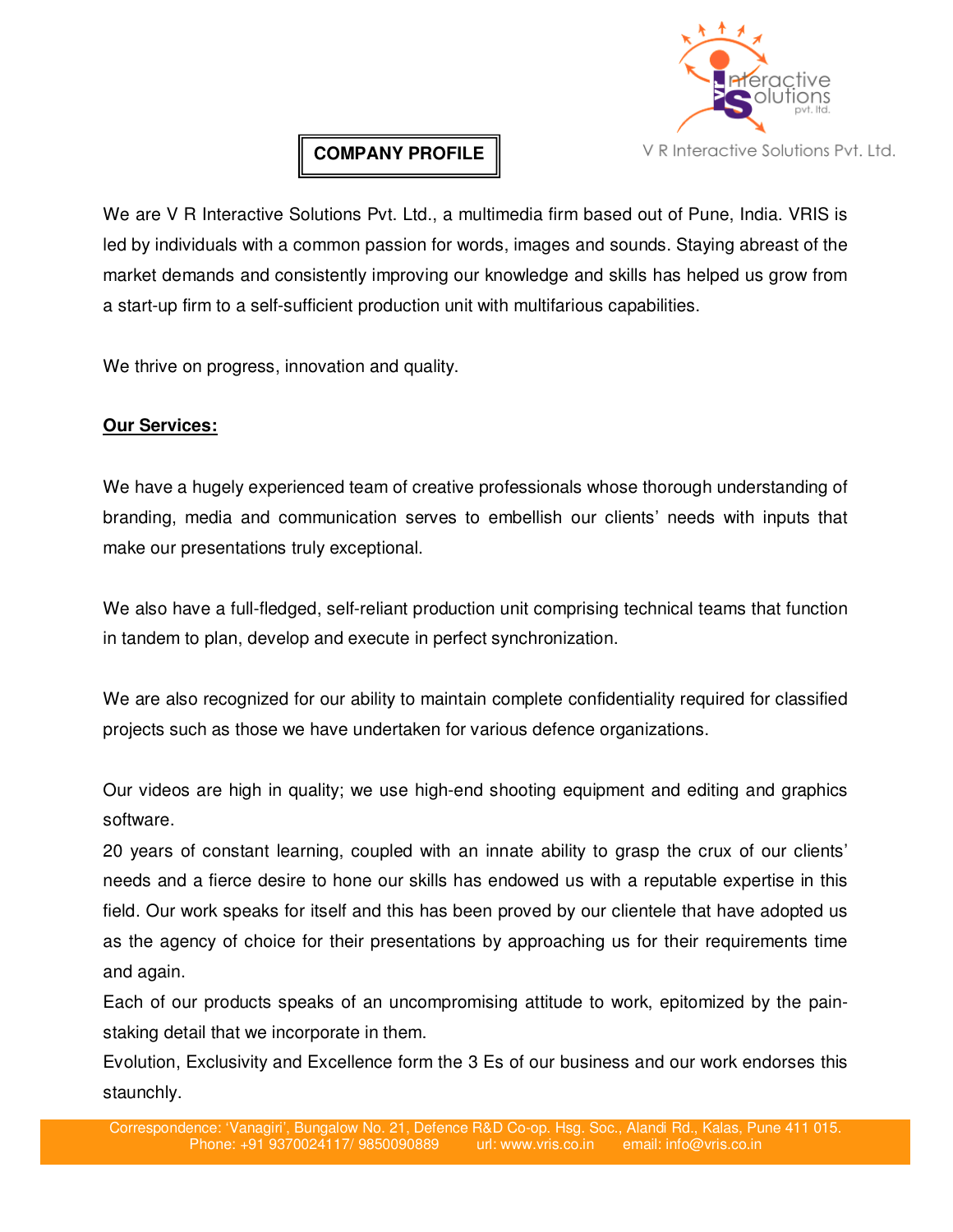V R Interactive Solutions Pvt. Ltd.

# COMPANY PROFILE

We are V R Interactive Solutions Pvt. Ltd., a multimedia firm based out of Pune, India. VRIS is led by individuals with a common passion for words, images and sounds. Staying abreast of the market demands and consistently improving our knowledge and skills has helped us grow from a start-up firm to a self-sufficient production unit with multifarious capabilities.

We thrive on progress, innovation and quality.

## Our Services:

We have a hugely experienced team of creative professionals whose thorough understanding of branding, media and communication serves to embellish our clients' needs with inputs that make our presentations truly exceptional.

We also have a full-fledged, self-reliant production unit comprising technical teams that function in tandem to plan, develop and execute in perfect synchronization.

We are also recognized for our ability to maintain complete confidentiality required for classified projects such as those we have undertaken for various defence organizations.

Our videos are high in quality; we use high-end shooting equipment and editing and graphics software.

20 years of constant learning, coupled with an innate ability to grasp the crux of our clients' needs and a fierce desire to hone our skills has endowed us with a reputable expertise in this field. Our work speaks for itself and this has been proved by our clientele that have adopted us as the agency of choice for their presentations by approaching us for their requirements time and again.

Each of our products speaks of an uncompromising attitude to work, epitomized by the pain-staking detail that we incorporate in them.

Evolution, Exclusivity and Excellence form the 3 Es of our business and our work endorses this staunchly.

Correspondence: 'Vanagiri', Bungalow No. 21, Defence R&D Co-op. Hsg. Soc., Alandi Rd., Kalas, Pune 411 015.
Phone: +91 9370024117/ 9850090889 url: www.vris.co.in email: info@vris.co.in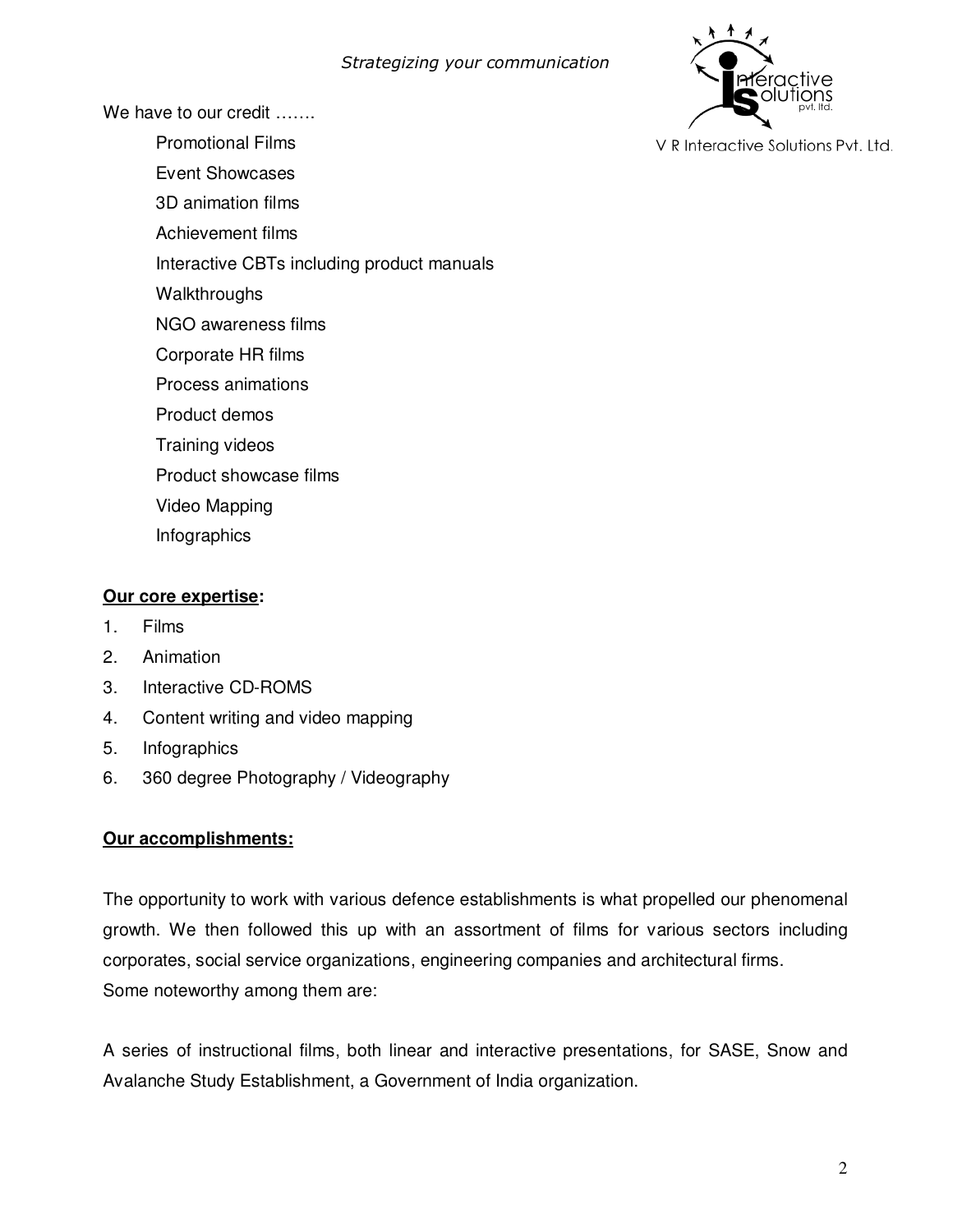We have to our credit …….

- Promotional Films
- Event Showcases
- 3D animation films
- Achievement films
- Interactive CBTs including product manuals
- Walkthroughs
- NGO awareness films
- Corporate HR films
- Process animations
- Product demos
- Training videos
- Product showcase films
- Video Mapping
- Infographics

**Our core expertise:**

1. Films
2. Animation
3. Interactive CD-ROMS
4. Content writing and video mapping
5. Infographics
6. 360 degree Photography / Videography

**Our accomplishments:**

The opportunity to work with various defence establishments is what propelled our phenomenal growth. We then followed this up with an assortment of films for various sectors including corporates, social service organizations, engineering companies and architectural firms.
Some noteworthy among them are:

A series of instructional films, both linear and interactive presentations, for SASE, Snow and Avalanche Study Establishment, a Government of India organization.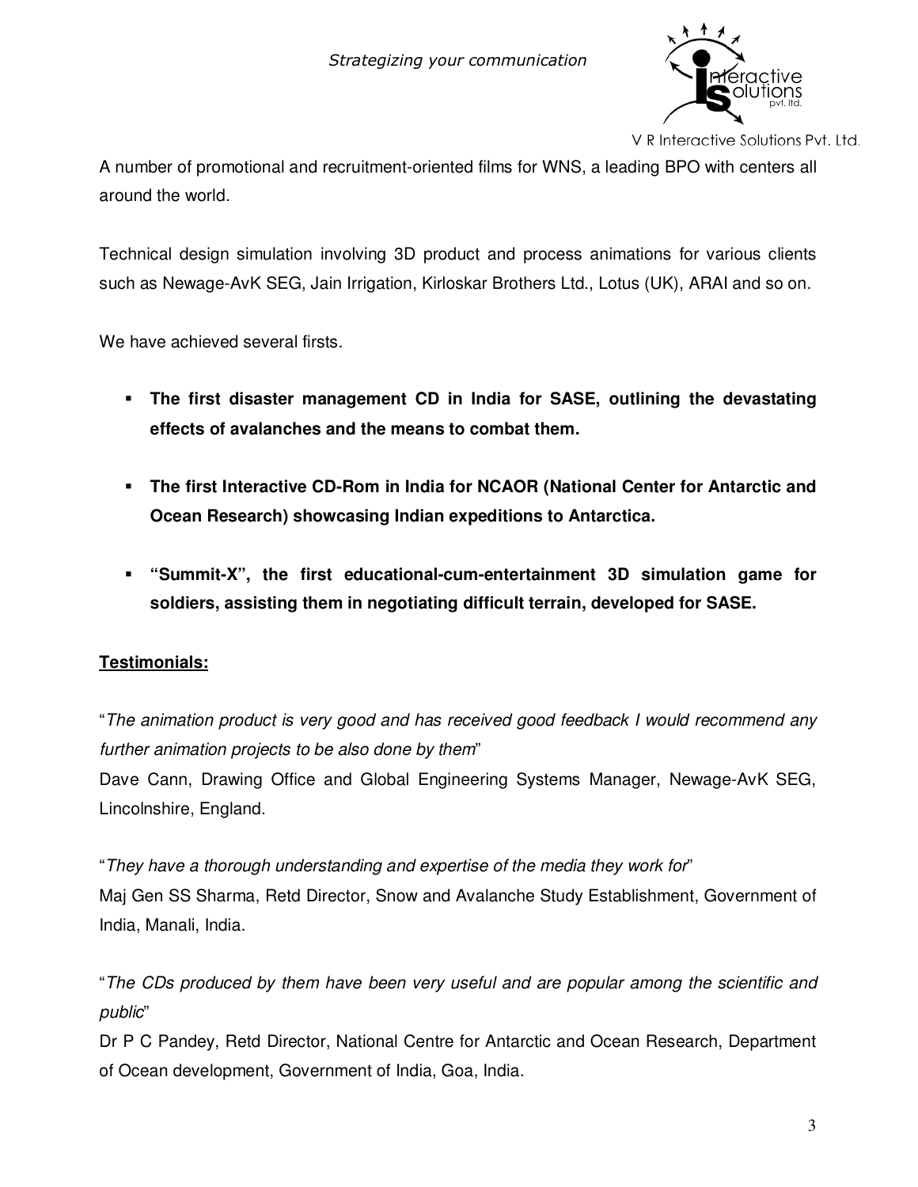A number of promotional and recruitment-oriented films for WNS, a leading BPO with centers all around the world.

Technical design simulation involving 3D product and process animations for various clients such as Newage-AvK SEG, Jain Irrigation, Kirloskar Brothers Ltd., Lotus (UK), ARAI and so on.

We have achieved several firsts.

- **The first disaster management CD in India for SASE, outlining the devastating effects of avalanches and the means to combat them.**
- **The first Interactive CD-Rom in India for NCAOR (National Center for Antarctic and Ocean Research) showcasing Indian expeditions to Antarctica.**
- **"Summit-X", the first educational-cum-entertainment 3D simulation game for soldiers, assisting them in negotiating difficult terrain, developed for SASE.**

**<u>Testimonials:</u>**

"*The animation product is very good and has received good feedback I would recommend any further animation projects to be also done by them*"
Dave Cann, Drawing Office and Global Engineering Systems Manager, Newage-AvK SEG, Lincolnshire, England.

"*They have a thorough understanding and expertise of the media they work for*"
Maj Gen SS Sharma, Retd Director, Snow and Avalanche Study Establishment, Government of India, Manali, India.

"*The CDs produced by them have been very useful and are popular among the scientific and public*"
Dr P C Pandey, Retd Director, National Centre for Antarctic and Ocean Research, Department of Ocean development, Government of India, Goa, India.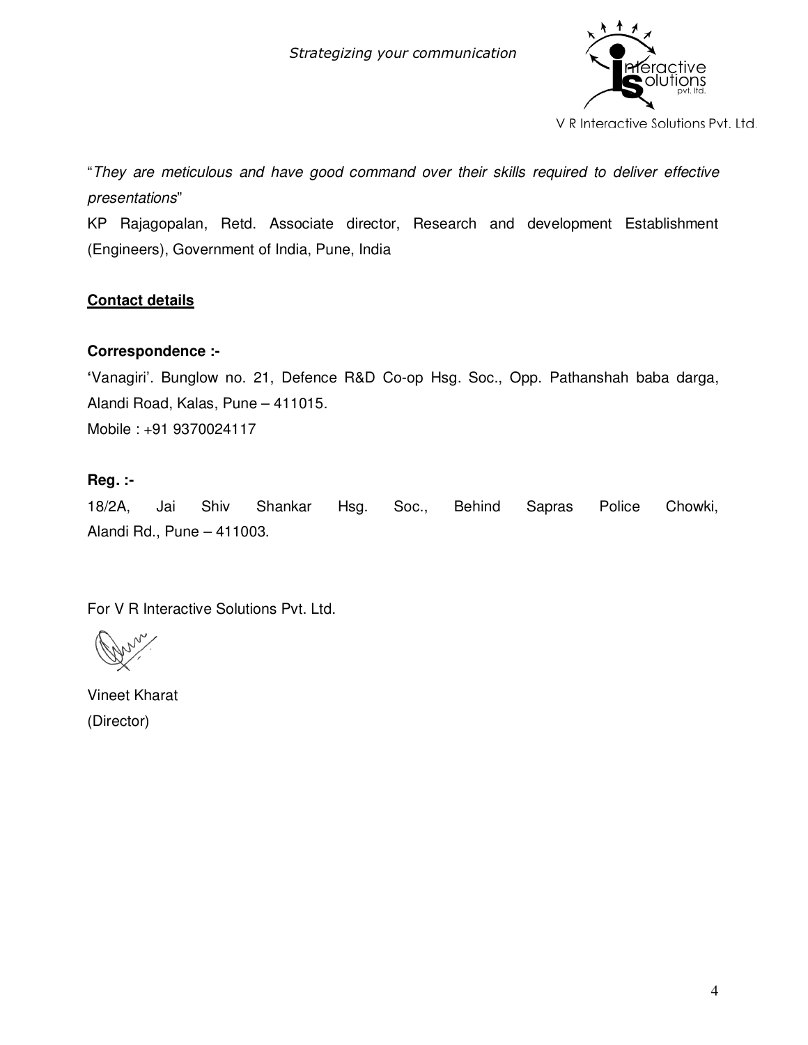"*They are meticulous and have good command over their skills required to deliver effective presentations*"

KP Rajagopalan, Retd. Associate director, Research and development Establishment (Engineers), Government of India, Pune, India

**<u>Contact details</u>**

**Correspondence :-**

'Vanagiri'. Bunglow no. 21, Defence R&D Co-op Hsg. Soc., Opp. Pathanshah baba darga, Alandi Road, Kalas, Pune – 411015.

Mobile : +91 9370024117

**Reg. :-**

18/2A, Jai Shiv Shankar Hsg. Soc., Behind Sapras Police Chowki, Alandi Rd., Pune – 411003.

For V R Interactive Solutions Pvt. Ltd.

Vineet Kharat

(Director)